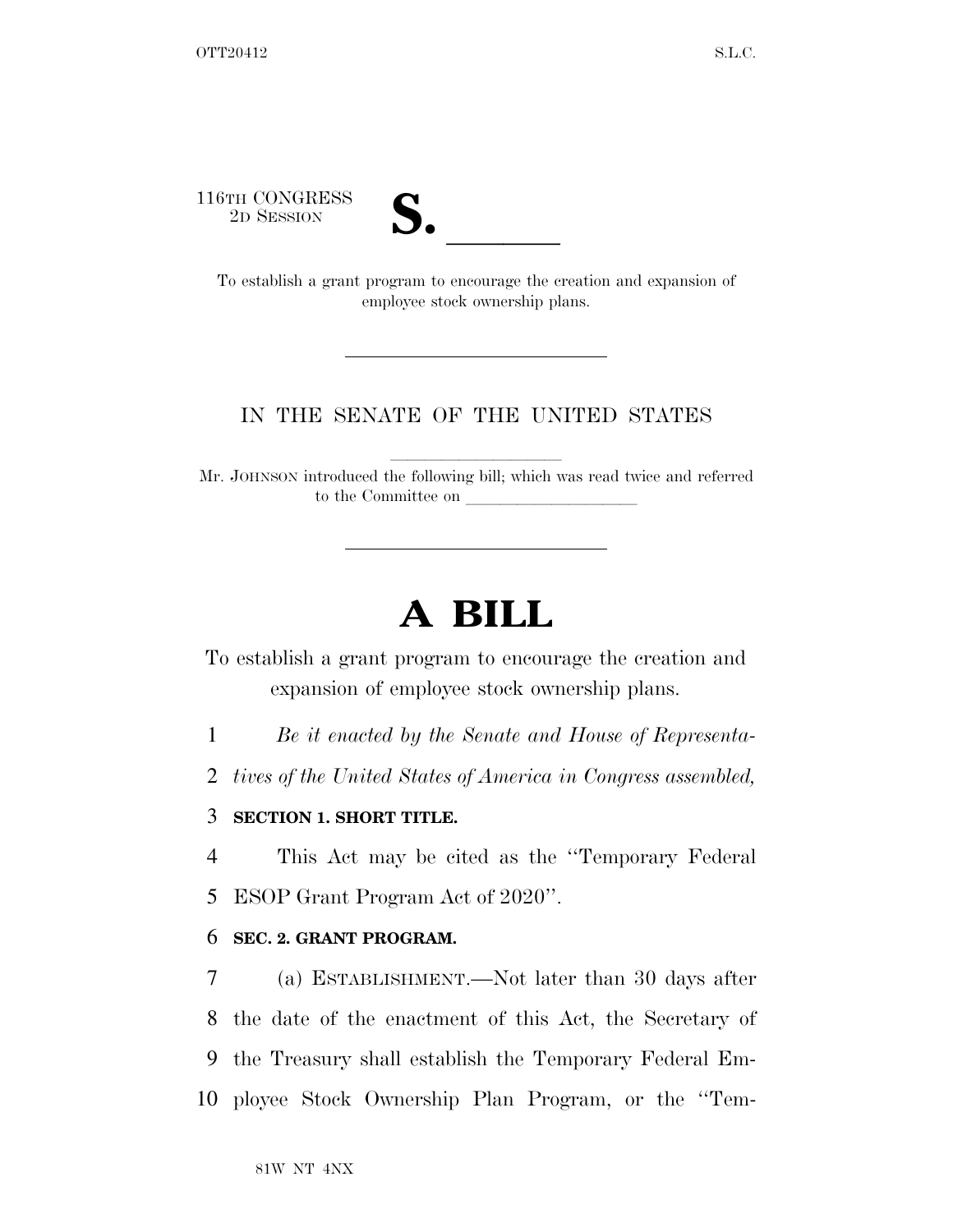116TH CONGRESS
2D SESSION

**S. \_\_\_\_\_\_**

To establish a grant program to encourage the creation and expansion of employee stock ownership plans.

---

IN THE SENATE OF THE UNITED STATES

Mr. JOHNSON introduced the following bill; which was read twice and referred to the Committee on \_\_\_\_\_\_\_\_\_\_\_\_\_\_\_\_\_\_\_\_

---

# A BILL

To establish a grant program to encourage the creation and expansion of employee stock ownership plans.

*Be it enacted by the Senate and House of Representatives of the United States of America in Congress assembled,*

**SECTION 1. SHORT TITLE.**

This Act may be cited as the "Temporary Federal ESOP Grant Program Act of 2020".

**SEC. 2. GRANT PROGRAM.**

(a) ESTABLISHMENT.—Not later than 30 days after the date of the enactment of this Act, the Secretary of the Treasury shall establish the Temporary Federal Employee Stock Ownership Plan Program, or the "Tem-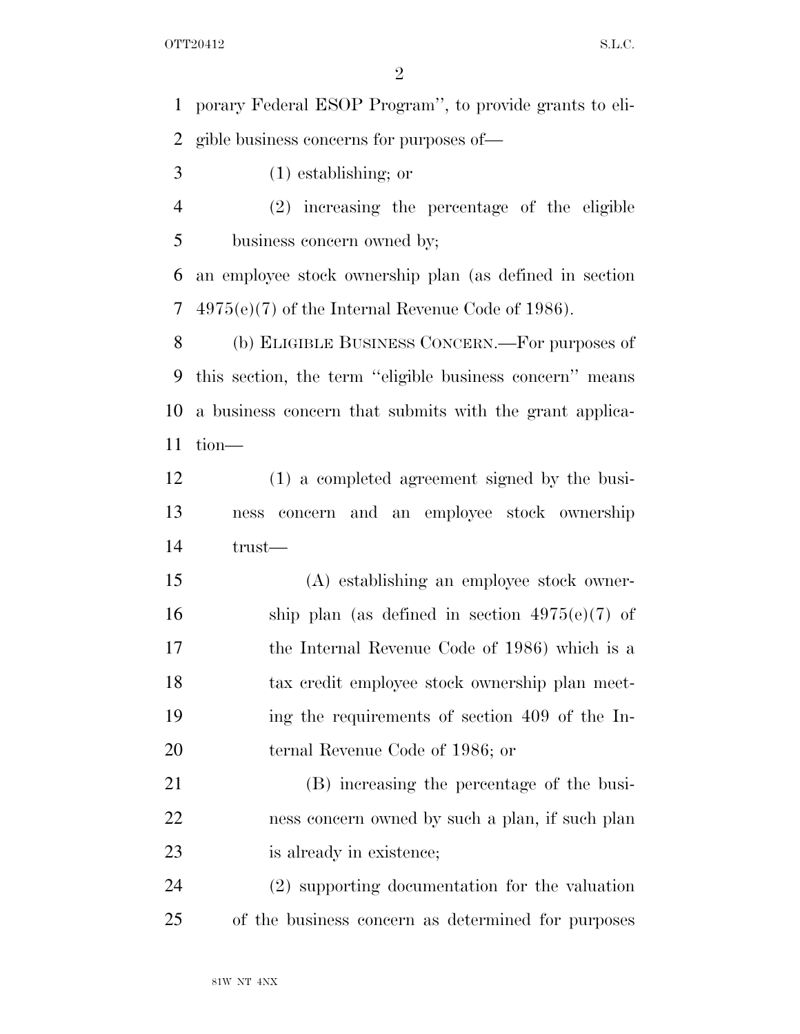porary Federal ESOP Program'', to provide grants to eligible business concerns for purposes of—

(1) establishing; or

(2) increasing the percentage of the eligible business concern owned by;

an employee stock ownership plan (as defined in section 4975(e)(7) of the Internal Revenue Code of 1986).

(b) ELIGIBLE BUSINESS CONCERN.—For purposes of this section, the term ''eligible business concern'' means a business concern that submits with the grant application—

(1) a completed agreement signed by the business concern and an employee stock ownership trust—

(A) establishing an employee stock ownership plan (as defined in section 4975(e)(7) of the Internal Revenue Code of 1986) which is a tax credit employee stock ownership plan meeting the requirements of section 409 of the Internal Revenue Code of 1986; or

(B) increasing the percentage of the business concern owned by such a plan, if such plan is already in existence;

(2) supporting documentation for the valuation of the business concern as determined for purposes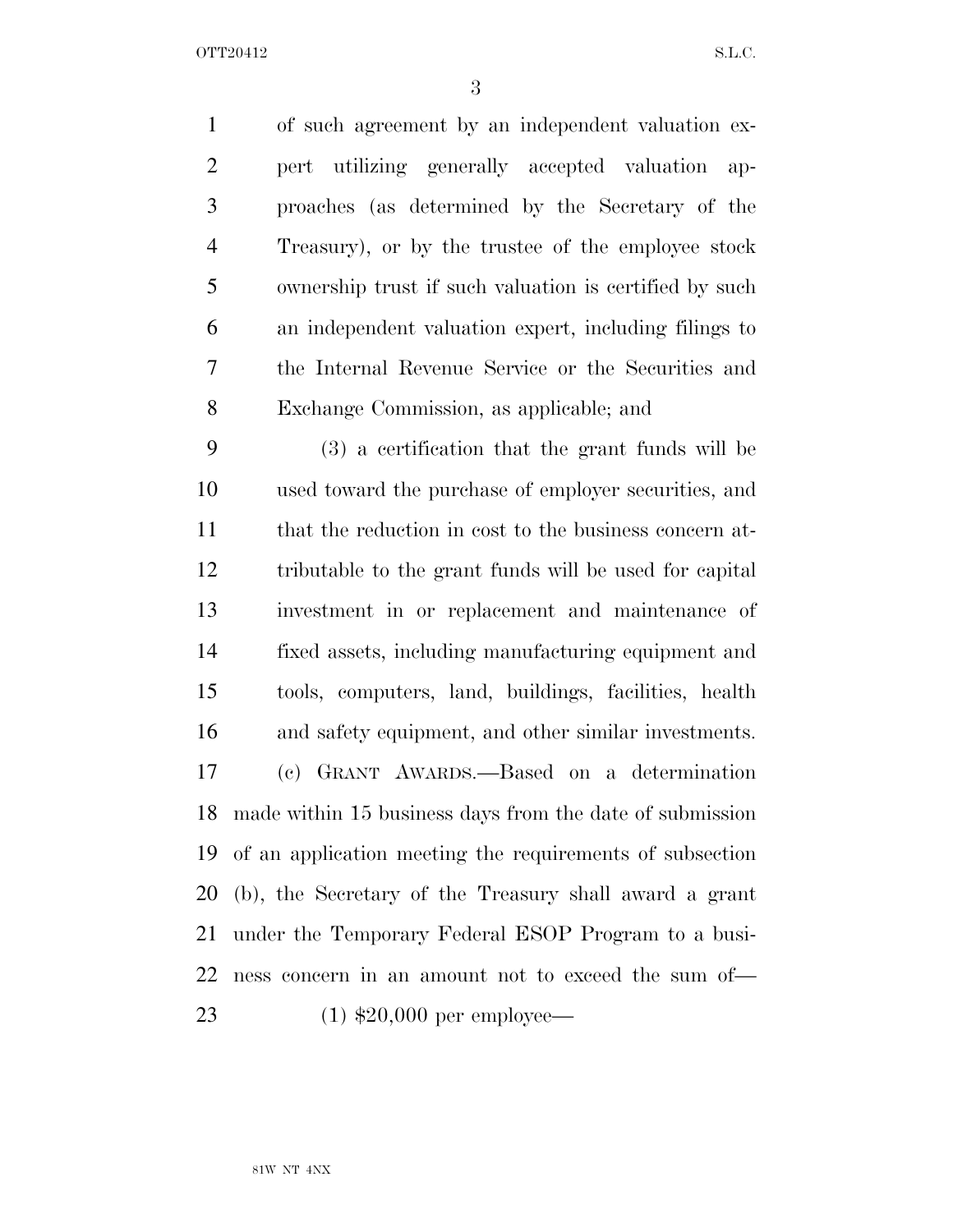of such agreement by an independent valuation expert utilizing generally accepted valuation approaches (as determined by the Secretary of the Treasury), or by the trustee of the employee stock ownership trust if such valuation is certified by such an independent valuation expert, including filings to the Internal Revenue Service or the Securities and Exchange Commission, as applicable; and

(3) a certification that the grant funds will be used toward the purchase of employer securities, and that the reduction in cost to the business concern attributable to the grant funds will be used for capital investment in or replacement and maintenance of fixed assets, including manufacturing equipment and tools, computers, land, buildings, facilities, health and safety equipment, and other similar investments.

(c) GRANT AWARDS.—Based on a determination made within 15 business days from the date of submission of an application meeting the requirements of subsection (b), the Secretary of the Treasury shall award a grant under the Temporary Federal ESOP Program to a business concern in an amount not to exceed the sum of—

(1) $20,000 per employee—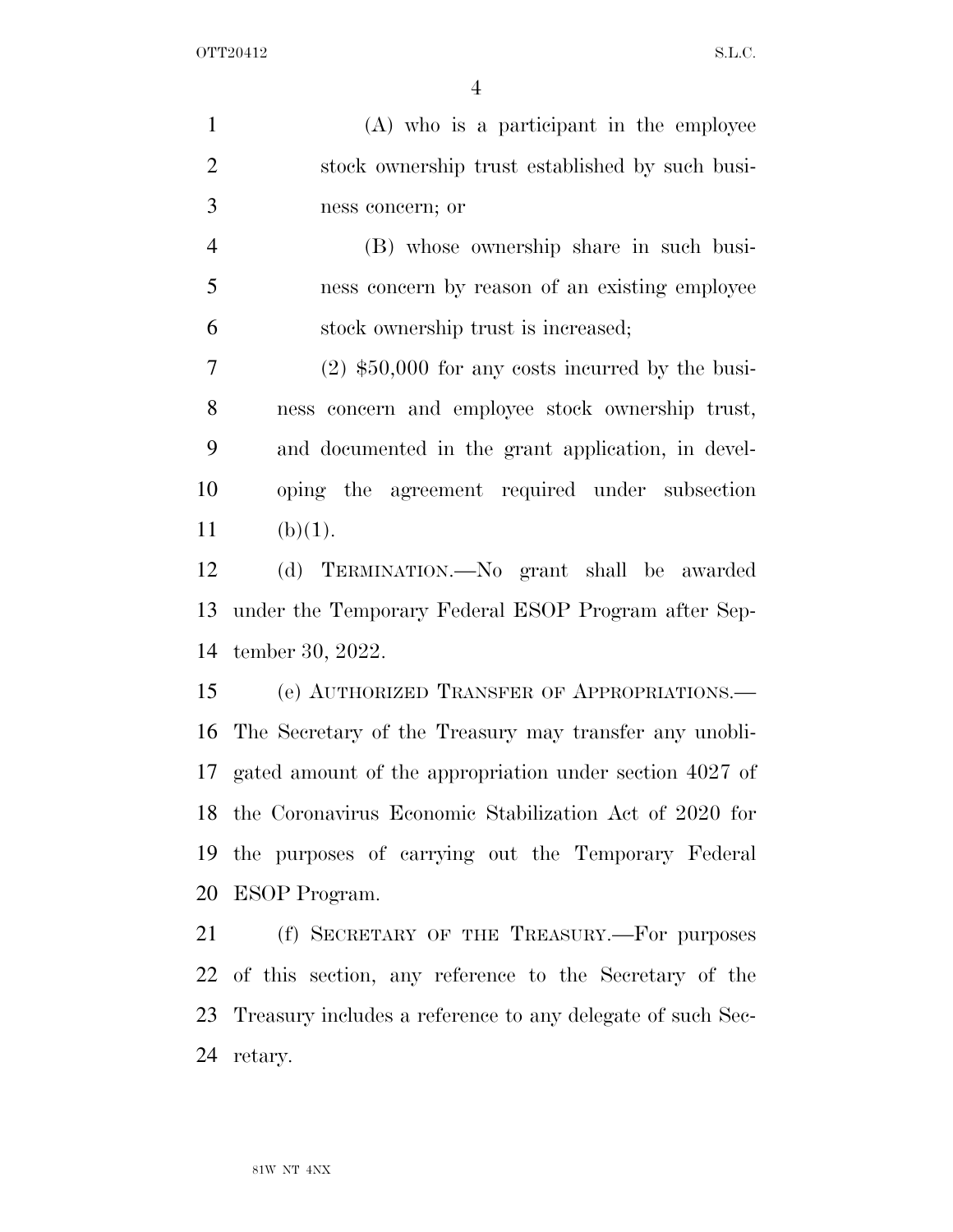(A) who is a participant in the employee stock ownership trust established by such business concern; or

(B) whose ownership share in such business concern by reason of an existing employee stock ownership trust is increased;

(2) $50,000 for any costs incurred by the business concern and employee stock ownership trust, and documented in the grant application, in developing the agreement required under subsection (b)(1).

(d) TERMINATION.—No grant shall be awarded under the Temporary Federal ESOP Program after September 30, 2022.

(e) AUTHORIZED TRANSFER OF APPROPRIATIONS.—The Secretary of the Treasury may transfer any unobligated amount of the appropriation under section 4027 of the Coronavirus Economic Stabilization Act of 2020 for the purposes of carrying out the Temporary Federal ESOP Program.

(f) SECRETARY OF THE TREASURY.—For purposes of this section, any reference to the Secretary of the Treasury includes a reference to any delegate of such Secretary.